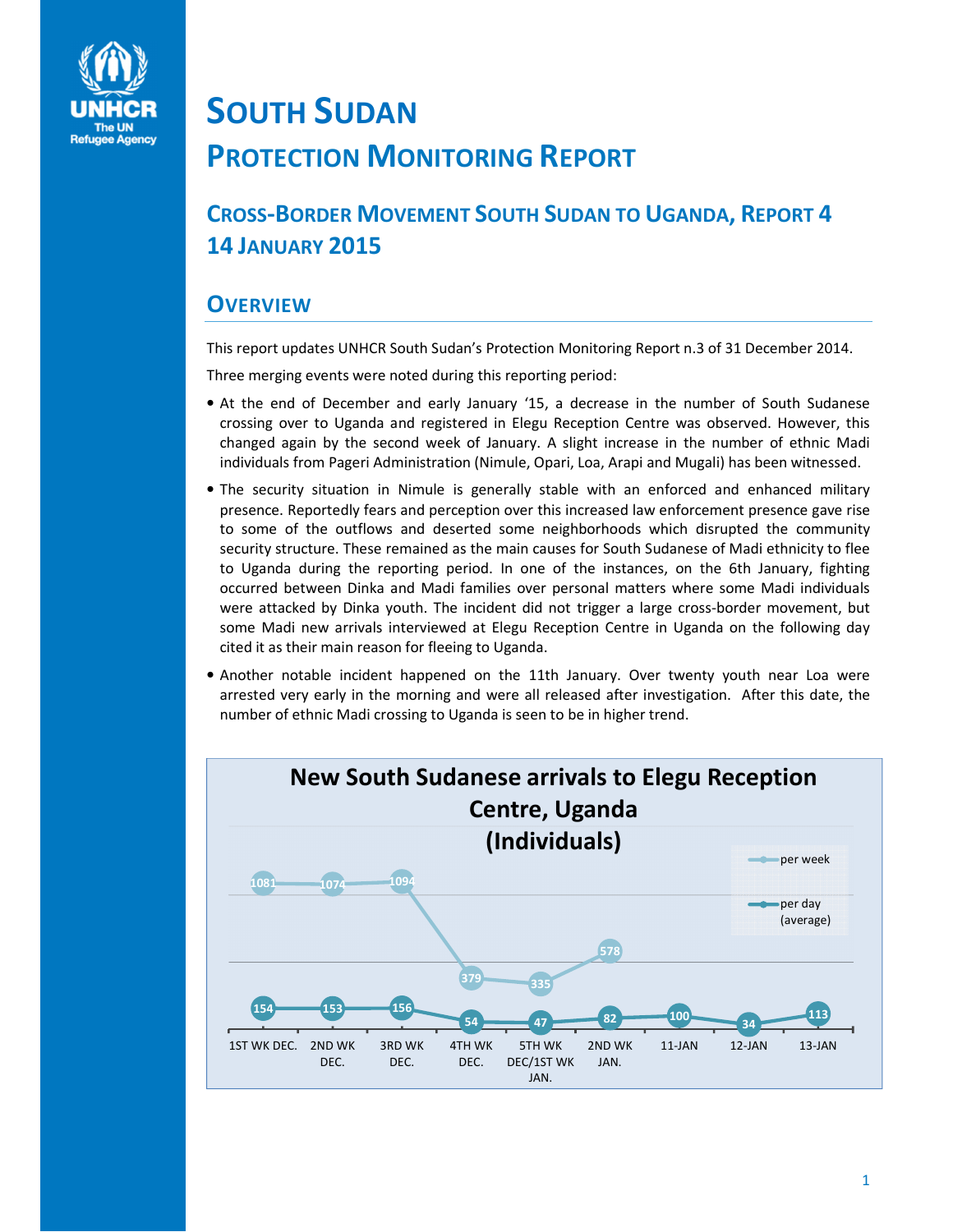# SOUTH SUDAN

## PROTECTION MONITORING REPORT

### CROSS-BORDER MOVEMENT SOUTH SUDAN TO UGANDA, REPORT 4
### 14 JANUARY 2015

## OVERVIEW

This report updates UNHCR South Sudan's Protection Monitoring Report n.3 of 31 December 2014.

Three merging events were noted during this reporting period:

- At the end of December and early January '15, a decrease in the number of South Sudanese crossing over to Uganda and registered in Elegu Reception Centre was observed. However, this changed again by the second week of January. A slight increase in the number of ethnic Madi individuals from Pageri Administration (Nimule, Opari, Loa, Arapi and Mugali) has been witnessed.
- The security situation in Nimule is generally stable with an enforced and enhanced military presence. Reportedly fears and perception over this increased law enforcement presence gave rise to some of the outflows and deserted some neighborhoods which disrupted the community security structure. These remained as the main causes for South Sudanese of Madi ethnicity to flee to Uganda during the reporting period. In one of the instances, on the 6th January, fighting occurred between Dinka and Madi families over personal matters where some Madi individuals were attacked by Dinka youth. The incident did not trigger a large cross-border movement, but some Madi new arrivals interviewed at Elegu Reception Centre in Uganda on the following day cited it as their main reason for fleeing to Uganda.
- Another notable incident happened on the 11th January. Over twenty youth near Loa were arrested very early in the morning and were all released after investigation. After this date, the number of ethnic Madi crossing to Uganda is seen to be in higher trend.

**New South Sudanese arrivals to Elegu Reception Centre, Uganda (Individuals)**

| | 1ST WK DEC. | 2ND WK DEC. | 3RD WK DEC. | 4TH WK DEC. | 5TH WK DEC/1ST WK JAN. | 2ND WK JAN. | 11-JAN | 12-JAN | 13-JAN |
|---|---|---|---|---|---|---|---|---|---|
| per week | 1081 | 1074 | 1094 | 379 | 335 | 578 | | | |
| per day (average) | 154 | 153 | 156 | 54 | 47 | 82 | 100 | 34 | 113 |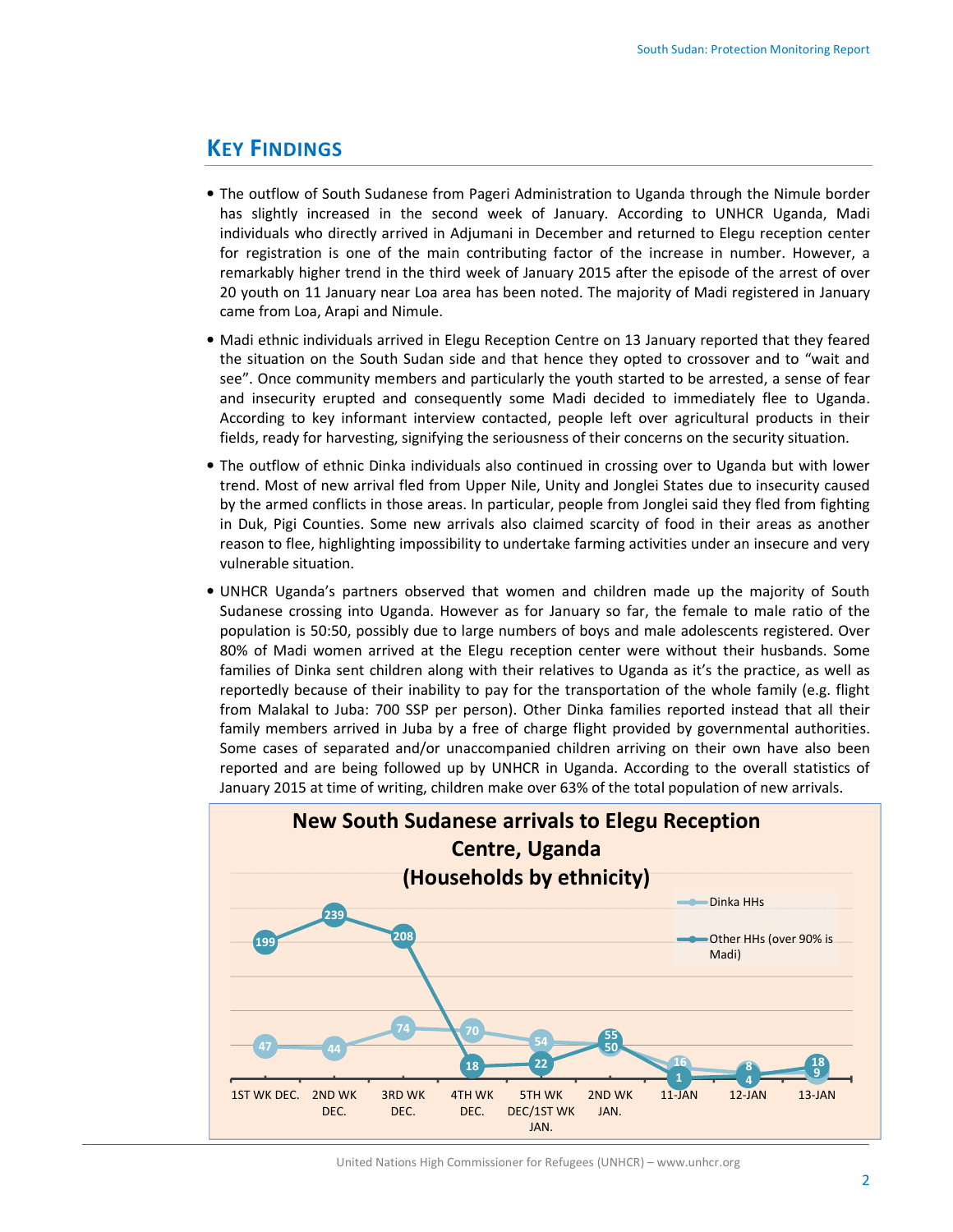## KEY FINDINGS

- The outflow of South Sudanese from Pageri Administration to Uganda through the Nimule border has slightly increased in the second week of January. According to UNHCR Uganda, Madi individuals who directly arrived in Adjumani in December and returned to Elegu reception center for registration is one of the main contributing factor of the increase in number. However, a remarkably higher trend in the third week of January 2015 after the episode of the arrest of over 20 youth on 11 January near Loa area has been noted. The majority of Madi registered in January came from Loa, Arapi and Nimule.
- Madi ethnic individuals arrived in Elegu Reception Centre on 13 January reported that they feared the situation on the South Sudan side and that hence they opted to crossover and to "wait and see". Once community members and particularly the youth started to be arrested, a sense of fear and insecurity erupted and consequently some Madi decided to immediately flee to Uganda. According to key informant interview contacted, people left over agricultural products in their fields, ready for harvesting, signifying the seriousness of their concerns on the security situation.
- The outflow of ethnic Dinka individuals also continued in crossing over to Uganda but with lower trend. Most of new arrival fled from Upper Nile, Unity and Jonglei States due to insecurity caused by the armed conflicts in those areas. In particular, people from Jonglei said they fled from fighting in Duk, Pigi Counties. Some new arrivals also claimed scarcity of food in their areas as another reason to flee, highlighting impossibility to undertake farming activities under an insecure and very vulnerable situation.
- UNHCR Uganda's partners observed that women and children made up the majority of South Sudanese crossing into Uganda. However as for January so far, the female to male ratio of the population is 50:50, possibly due to large numbers of boys and male adolescents registered. Over 80% of Madi women arrived at the Elegu reception center were without their husbands. Some families of Dinka sent children along with their relatives to Uganda as it's the practice, as well as reportedly because of their inability to pay for the transportation of the whole family (e.g. flight from Malakal to Juba: 700 SSP per person). Other Dinka families reported instead that all their family members arrived in Juba by a free of charge flight provided by governmental authorities. Some cases of separated and/or unaccompanied children arriving on their own have also been reported and are being followed up by UNHCR in Uganda. According to the overall statistics of January 2015 at time of writing, children make over 63% of the total population of new arrivals.

**New South Sudanese arrivals to Elegu Reception Centre, Uganda (Households by ethnicity)**

| | 1ST WK DEC. | 2ND WK DEC. | 3RD WK DEC. | 4TH WK DEC. | 5TH WK DEC/1ST WK JAN. | 2ND WK JAN. | 11-JAN | 12-JAN | 13-JAN |
|---|---|---|---|---|---|---|---|---|---|
| Dinka HHs | 47 | 44 | 74 | 70 | 54 | 55 | 16 | 8 | 9 |
| Other HHs (over 90% is Madi) | 199 | 239 | 208 | 18 | 22 | 50 | 1 | 4 | 18 |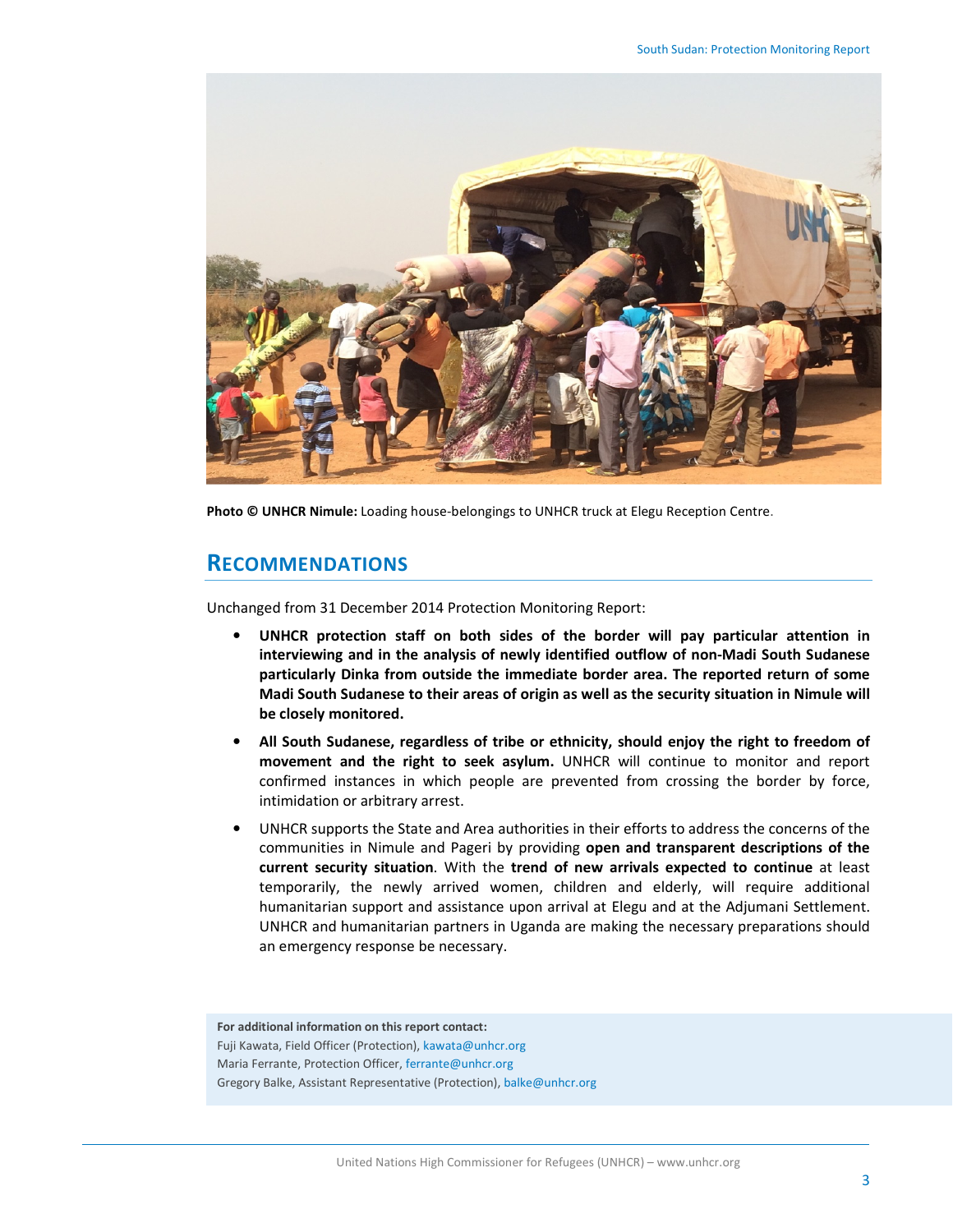**Photo © UNHCR Nimule:** Loading house-belongings to UNHCR truck at Elegu Reception Centre.

## RECOMMENDATIONS

Unchanged from 31 December 2014 Protection Monitoring Report:

- **UNHCR protection staff on both sides of the border will pay particular attention in interviewing and in the analysis of newly identified outflow of non-Madi South Sudanese particularly Dinka from outside the immediate border area. The reported return of some Madi South Sudanese to their areas of origin as well as the security situation in Nimule will be closely monitored.**
- **All South Sudanese, regardless of tribe or ethnicity, should enjoy the right to freedom of movement and the right to seek asylum.** UNHCR will continue to monitor and report confirmed instances in which people are prevented from crossing the border by force, intimidation or arbitrary arrest.
- UNHCR supports the State and Area authorities in their efforts to address the concerns of the communities in Nimule and Pageri by providing **open and transparent descriptions of the current security situation**. With the **trend of new arrivals expected to continue** at least temporarily, the newly arrived women, children and elderly, will require additional humanitarian support and assistance upon arrival at Elegu and at the Adjumani Settlement. UNHCR and humanitarian partners in Uganda are making the necessary preparations should an emergency response be necessary.

**For additional information on this report contact:**
Fuji Kawata, Field Officer (Protection), kawata@unhcr.org
Maria Ferrante, Protection Officer, ferrante@unhcr.org
Gregory Balke, Assistant Representative (Protection), balke@unhcr.org